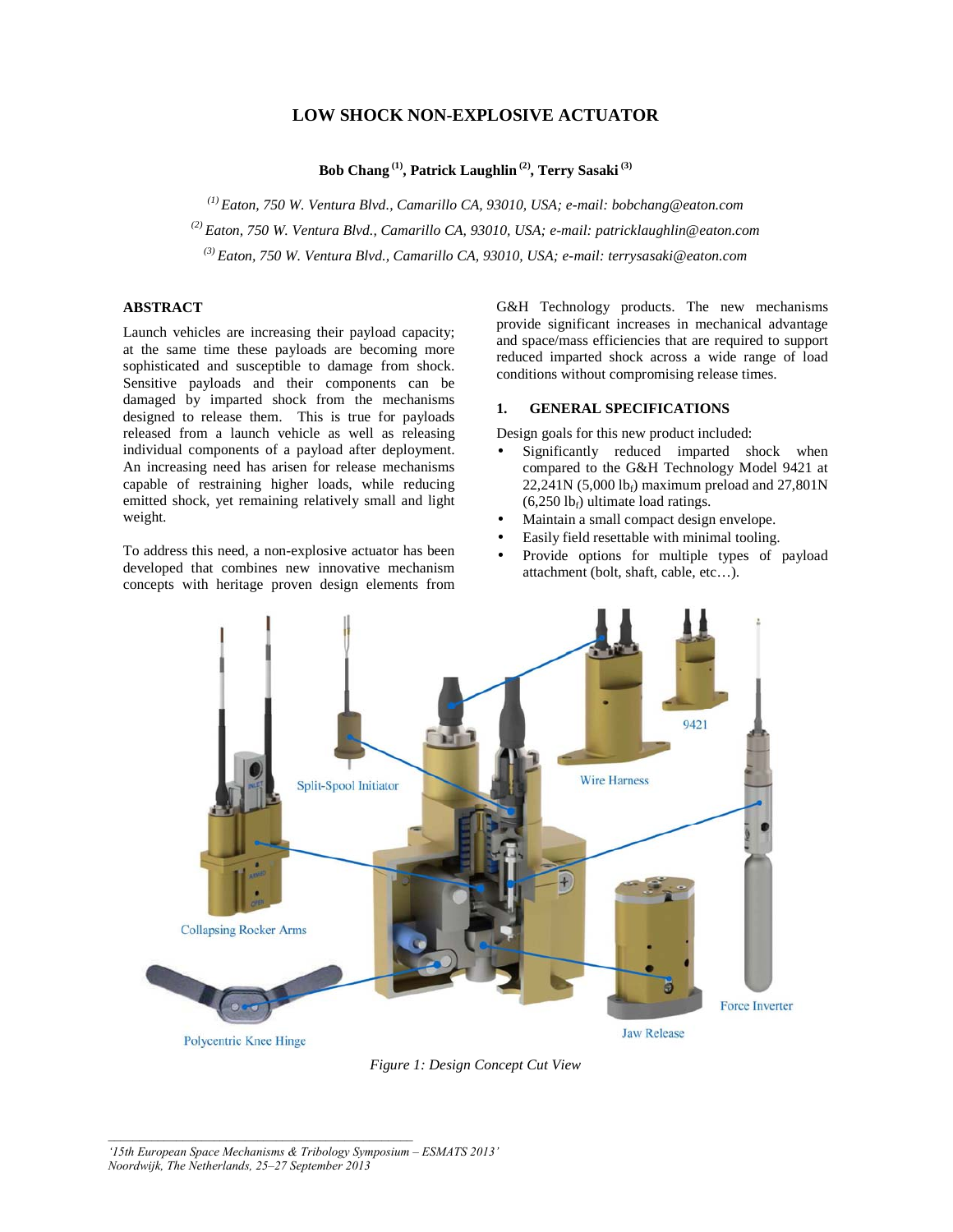# LOW SHOCK NON-EXPLOSIVE ACTUATOR

**Bob Chang [(1)], Patrick Laughlin [(2)], Terry Sasaki [(3)]**

*[(1)] Eaton, 750 W. Ventura Blvd., Camarillo CA, 93010, USA; e-mail: bobchang@eaton.com*

*[(2)] Eaton, 750 W. Ventura Blvd., Camarillo CA, 93010, USA; e-mail: patricklaughlin@eaton.com*

*[(3)] Eaton, 750 W. Ventura Blvd., Camarillo CA, 93010, USA; e-mail: terrysasaki@eaton.com*

## ABSTRACT

Launch vehicles are increasing their payload capacity; at the same time these payloads are becoming more sophisticated and susceptible to damage from shock. Sensitive payloads and their components can be damaged by imparted shock from the mechanisms designed to release them. This is true for payloads released from a launch vehicle as well as releasing individual components of a payload after deployment. An increasing need has arisen for release mechanisms capable of restraining higher loads, while reducing emitted shock, yet remaining relatively small and light weight.

To address this need, a non-explosive actuator has been developed that combines new innovative mechanism concepts with heritage proven design elements from G&H Technology products. The new mechanisms provide significant increases in mechanical advantage and space/mass efficiencies that are required to support reduced imparted shock across a wide range of load conditions without compromising release times.

## 1. GENERAL SPECIFICATIONS

Design goals for this new product included:

- Significantly reduced imparted shock when compared to the G&H Technology Model 9421 at 22,241N (5,000 $lb_f$) maximum preload and 27,801N (6,250 $lb_f$) ultimate load ratings.
- Maintain a small compact design envelope.
- Easily field resettable with minimal tooling.
- Provide options for multiple types of payload attachment (bolt, shaft, cable, etc…).

*Figure 1: Design Concept Cut View*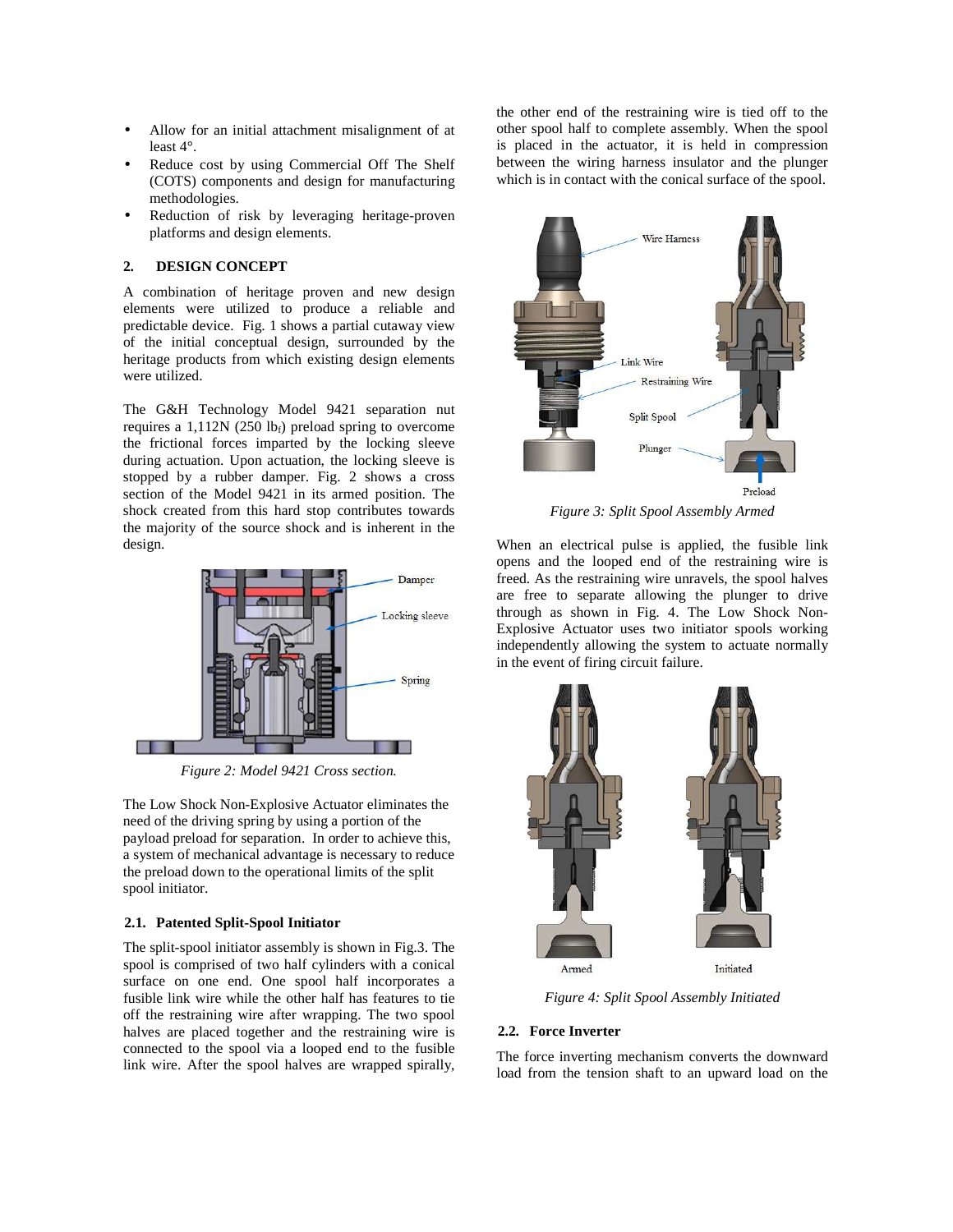- Allow for an initial attachment misalignment of at least 4°.
- Reduce cost by using Commercial Off The Shelf (COTS) components and design for manufacturing methodologies.
- Reduction of risk by leveraging heritage-proven platforms and design elements.

## 2. DESIGN CONCEPT

A combination of heritage proven and new design elements were utilized to produce a reliable and predictable device. Fig. 1 shows a partial cutaway view of the initial conceptual design, surrounded by the heritage products from which existing design elements were utilized.

The G&H Technology Model 9421 separation nut requires a 1,112N (250 $lb_f$) preload spring to overcome the frictional forces imparted by the locking sleeve during actuation. Upon actuation, the locking sleeve is stopped by a rubber damper. Fig. 2 shows a cross section of the Model 9421 in its armed position. The shock created from this hard stop contributes towards the majority of the source shock and is inherent in the design.

*Figure 2: Model 9421 Cross section.*

The Low Shock Non-Explosive Actuator eliminates the need of the driving spring by using a portion of the payload preload for separation. In order to achieve this, a system of mechanical advantage is necessary to reduce the preload down to the operational limits of the split spool initiator.

### 2.1. Patented Split-Spool Initiator

The split-spool initiator assembly is shown in Fig.3. The spool is comprised of two half cylinders with a conical surface on one end. One spool half incorporates a fusible link wire while the other half has features to tie off the restraining wire after wrapping. The two spool halves are placed together and the restraining wire is connected to the spool via a looped end to the fusible link wire. After the spool halves are wrapped spirally, the other end of the restraining wire is tied off to the other spool half to complete assembly. When the spool is placed in the actuator, it is held in compression between the wiring harness insulator and the plunger which is in contact with the conical surface of the spool.

*Figure 3: Split Spool Assembly Armed*

When an electrical pulse is applied, the fusible link opens and the looped end of the restraining wire is freed. As the restraining wire unravels, the spool halves are free to separate allowing the plunger to drive through as shown in Fig. 4. The Low Shock Non-Explosive Actuator uses two initiator spools working independently allowing the system to actuate normally in the event of firing circuit failure.

*Figure 4: Split Spool Assembly Initiated*

### 2.2. Force Inverter

The force inverting mechanism converts the downward load from the tension shaft to an upward load on the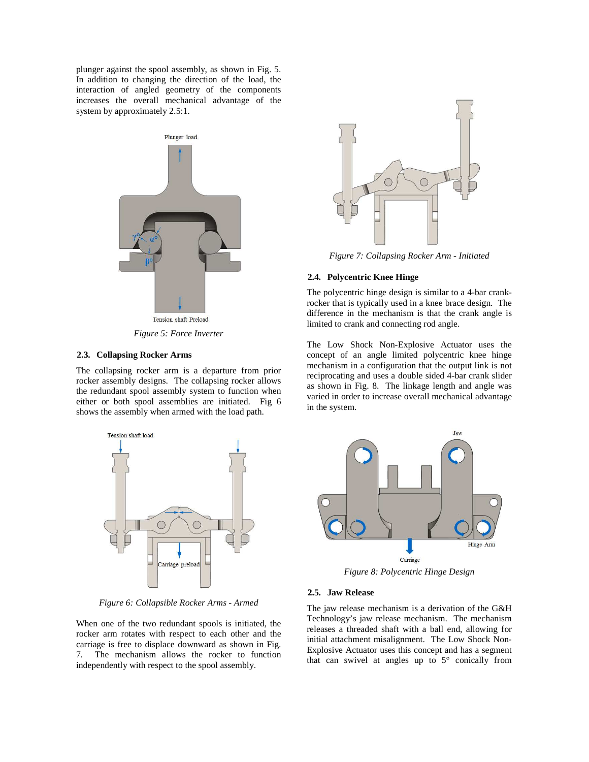plunger against the spool assembly, as shown in Fig. 5. In addition to changing the direction of the load, the interaction of angled geometry of the components increases the overall mechanical advantage of the system by approximately 2.5:1.

*Figure 5: Force Inverter*

### 2.3. Collapsing Rocker Arms

The collapsing rocker arm is a departure from prior rocker assembly designs. The collapsing rocker allows the redundant spool assembly system to function when either or both spool assemblies are initiated. Fig 6 shows the assembly when armed with the load path.

*Figure 6: Collapsible Rocker Arms - Armed*

When one of the two redundant spools is initiated, the rocker arm rotates with respect to each other and the carriage is free to displace downward as shown in Fig. 7. The mechanism allows the rocker to function independently with respect to the spool assembly.

*Figure 7: Collapsing Rocker Arm - Initiated*

### 2.4. Polycentric Knee Hinge

The polycentric hinge design is similar to a 4-bar crank-rocker that is typically used in a knee brace design. The difference in the mechanism is that the crank angle is limited to crank and connecting rod angle.

The Low Shock Non-Explosive Actuator uses the concept of an angle limited polycentric knee hinge mechanism in a configuration that the output link is not reciprocating and uses a double sided 4-bar crank slider as shown in Fig. 8. The linkage length and angle was varied in order to increase overall mechanical advantage in the system.

*Figure 8: Polycentric Hinge Design*

### 2.5. Jaw Release

The jaw release mechanism is a derivation of the G&H Technology's jaw release mechanism. The mechanism releases a threaded shaft with a ball end, allowing for initial attachment misalignment. The Low Shock Non-Explosive Actuator uses this concept and has a segment that can swivel at angles up to 5° conically from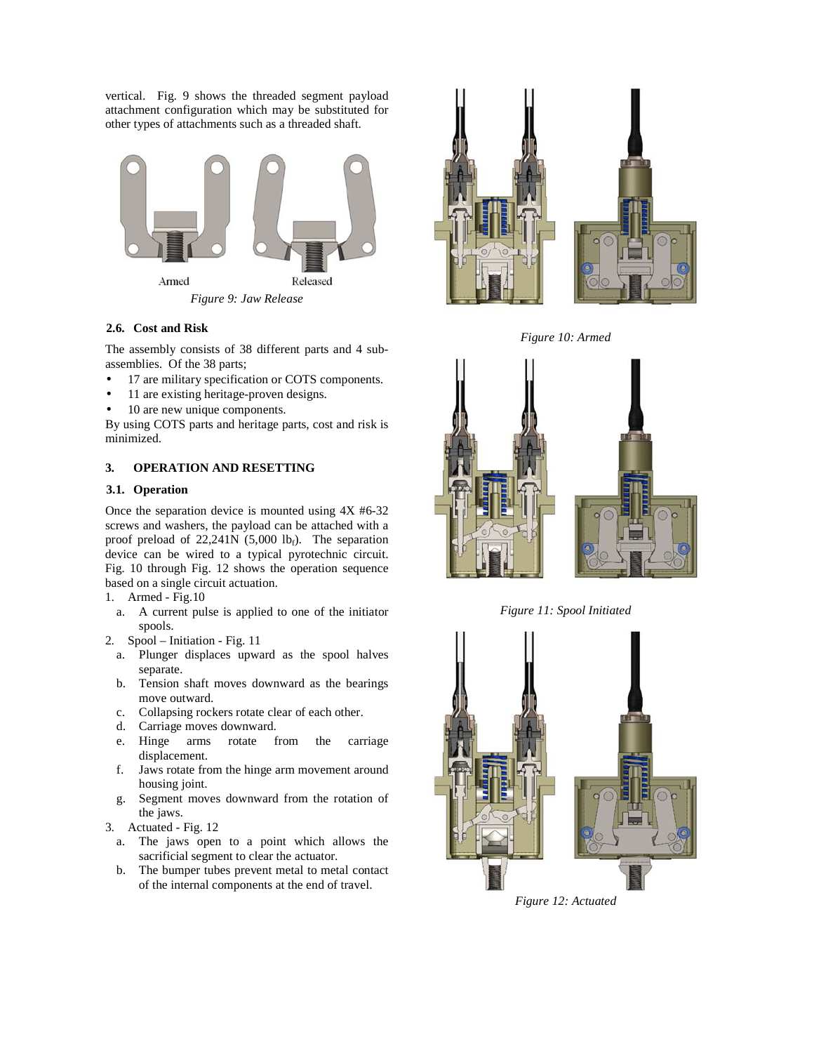vertical. Fig. 9 shows the threaded segment payload attachment configuration which may be substituted for other types of attachments such as a threaded shaft.

Armed Released

*Figure 9: Jaw Release*

### 2.6. Cost and Risk

The assembly consists of 38 different parts and 4 sub-assemblies. Of the 38 parts;

- 17 are military specification or COTS components.
- 11 are existing heritage-proven designs.
- 10 are new unique components.

By using COTS parts and heritage parts, cost and risk is minimized.

## 3. OPERATION AND RESETTING

### 3.1. Operation

Once the separation device is mounted using 4X #6-32 screws and washers, the payload can be attached with a proof preload of 22,241N (5,000 $lb_f$). The separation device can be wired to a typical pyrotechnic circuit. Fig. 10 through Fig. 12 shows the operation sequence based on a single circuit actuation.

1. Armed - Fig.10
   a. A current pulse is applied to one of the initiator spools.
2. Spool – Initiation - Fig. 11
   a. Plunger displaces upward as the spool halves separate.
   b. Tension shaft moves downward as the bearings move outward.
   c. Collapsing rockers rotate clear of each other.
   d. Carriage moves downward.
   e. Hinge arms rotate from the carriage displacement.
   f. Jaws rotate from the hinge arm movement around housing joint.
   g. Segment moves downward from the rotation of the jaws.
3. Actuated - Fig. 12
   a. The jaws open to a point which allows the sacrificial segment to clear the actuator.
   b. The bumper tubes prevent metal to metal contact of the internal components at the end of travel.

*Figure 10: Armed*

*Figure 11: Spool Initiated*

*Figure 12: Actuated*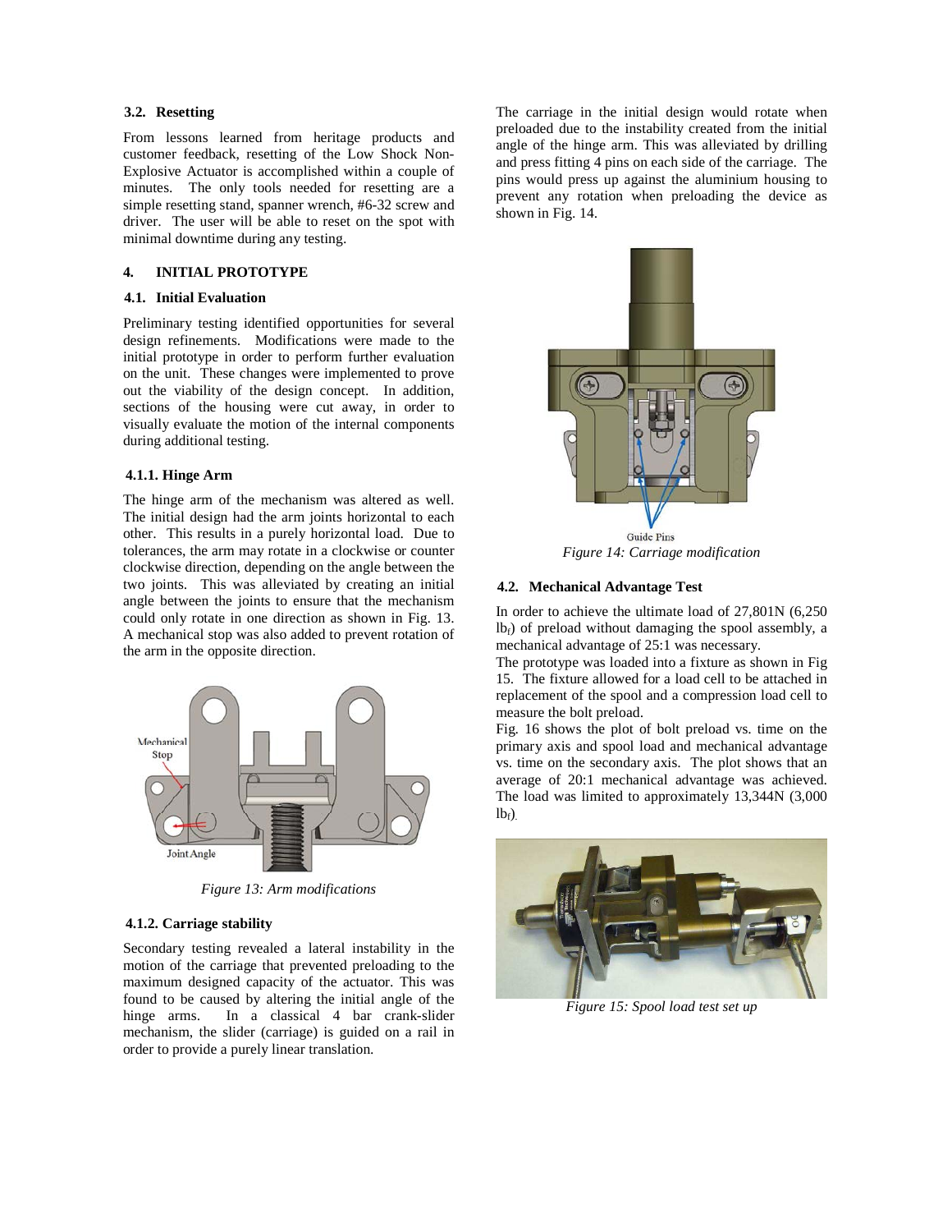### 3.2. Resetting

From lessons learned from heritage products and customer feedback, resetting of the Low Shock Non-Explosive Actuator is accomplished within a couple of minutes. The only tools needed for resetting are a simple resetting stand, spanner wrench, #6-32 screw and driver. The user will be able to reset on the spot with minimal downtime during any testing.

## 4. INITIAL PROTOTYPE

### 4.1. Initial Evaluation

Preliminary testing identified opportunities for several design refinements. Modifications were made to the initial prototype in order to perform further evaluation on the unit. These changes were implemented to prove out the viability of the design concept. In addition, sections of the housing were cut away, in order to visually evaluate the motion of the internal components during additional testing.

#### 4.1.1. Hinge Arm

The hinge arm of the mechanism was altered as well. The initial design had the arm joints horizontal to each other. This results in a purely horizontal load. Due to tolerances, the arm may rotate in a clockwise or counter clockwise direction, depending on the angle between the two joints. This was alleviated by creating an initial angle between the joints to ensure that the mechanism could only rotate in one direction as shown in Fig. 13. A mechanical stop was also added to prevent rotation of the arm in the opposite direction.

*Figure 13: Arm modifications*

#### 4.1.2. Carriage stability

Secondary testing revealed a lateral instability in the motion of the carriage that prevented preloading to the maximum designed capacity of the actuator. This was found to be caused by altering the initial angle of the hinge arms. In a classical 4 bar crank-slider mechanism, the slider (carriage) is guided on a rail in order to provide a purely linear translation.

The carriage in the initial design would rotate when preloaded due to the instability created from the initial angle of the hinge arm. This was alleviated by drilling and press fitting 4 pins on each side of the carriage. The pins would press up against the aluminium housing to prevent any rotation when preloading the device as shown in Fig. 14.

*Figure 14: Carriage modification*

### 4.2. Mechanical Advantage Test

In order to achieve the ultimate load of 27,801N (6,250 $lb_f$) of preload without damaging the spool assembly, a mechanical advantage of 25:1 was necessary.

The prototype was loaded into a fixture as shown in Fig 15. The fixture allowed for a load cell to be attached in replacement of the spool and a compression load cell to measure the bolt preload.

Fig. 16 shows the plot of bolt preload vs. time on the primary axis and spool load and mechanical advantage vs. time on the secondary axis. The plot shows that an average of 20:1 mechanical advantage was achieved. The load was limited to approximately 13,344N (3,000 $lb_f$).

*Figure 15: Spool load test set up*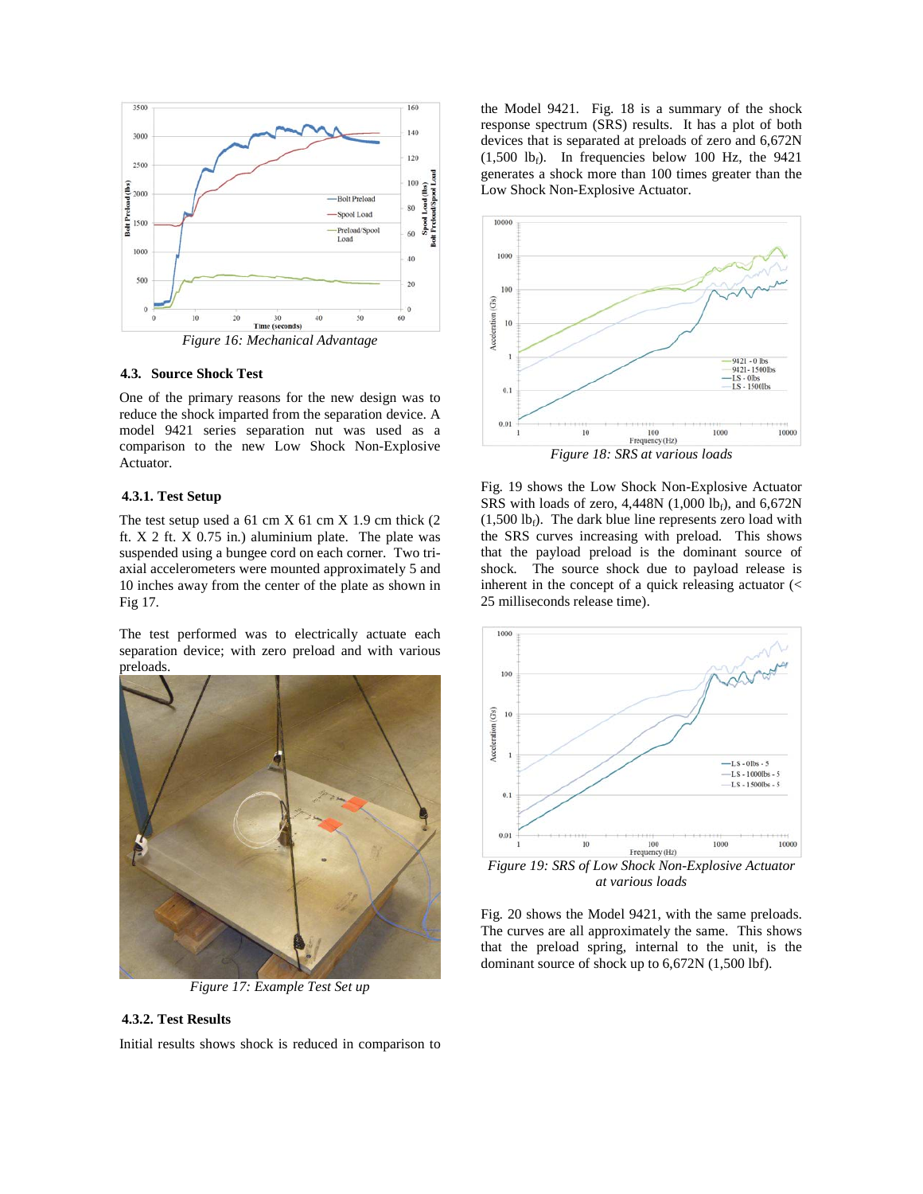Figure 16: Mechanical Advantage

### 4.3. Source Shock Test

One of the primary reasons for the new design was to reduce the shock imparted from the separation device. A model 9421 series separation nut was used as a comparison to the new Low Shock Non-Explosive Actuator.

#### 4.3.1. Test Setup

The test setup used a 61 cm X 61 cm X 1.9 cm thick (2 ft. X 2 ft. X 0.75 in.) aluminium plate. The plate was suspended using a bungee cord on each corner. Two tri-axial accelerometers were mounted approximately 5 and 10 inches away from the center of the plate as shown in Fig 17.

The test performed was to electrically actuate each separation device; with zero preload and with various preloads.

Figure 17: Example Test Set up

#### 4.3.2. Test Results

Initial results shows shock is reduced in comparison to the Model 9421. Fig. 18 is a summary of the shock response spectrum (SRS) results. It has a plot of both devices that is separated at preloads of zero and 6,672N (1,500 $lb_f$). In frequencies below 100 Hz, the 9421 generates a shock more than 100 times greater than the Low Shock Non-Explosive Actuator.

Figure 18: SRS at various loads

Fig. 19 shows the Low Shock Non-Explosive Actuator SRS with loads of zero, 4,448N (1,000 $lb_f$), and 6,672N (1,500 $lb_f$). The dark blue line represents zero load with the SRS curves increasing with preload. This shows that the payload preload is the dominant source of shock. The source shock due to payload release is inherent in the concept of a quick releasing actuator (< 25 milliseconds release time).

Figure 19: SRS of Low Shock Non-Explosive Actuator at various loads

Fig. 20 shows the Model 9421, with the same preloads. The curves are all approximately the same. This shows that the preload spring, internal to the unit, is the dominant source of shock up to 6,672N (1,500 lbf).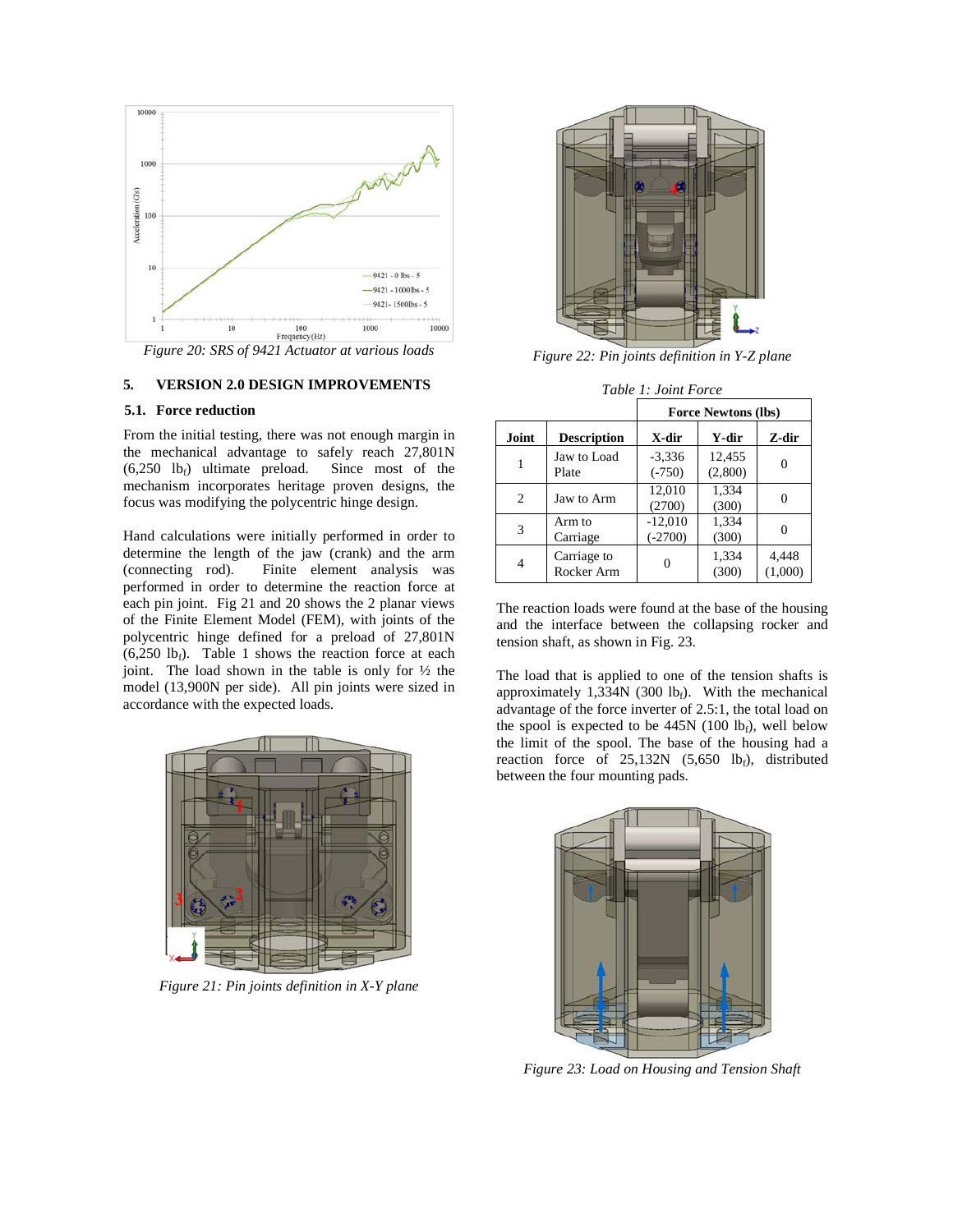Figure 20: SRS of 9421 Actuator at various loads

## 5. VERSION 2.0 DESIGN IMPROVEMENTS

### 5.1. Force reduction

From the initial testing, there was not enough margin in the mechanical advantage to safely reach 27,801N (6,250 $lb_f$) ultimate preload. Since most of the mechanism incorporates heritage proven designs, the focus was modifying the polycentric hinge design.

Hand calculations were initially performed in order to determine the length of the jaw (crank) and the arm (connecting rod). Finite element analysis was performed in order to determine the reaction force at each pin joint. Fig 21 and 20 shows the 2 planar views of the Finite Element Model (FEM), with joints of the polycentric hinge defined for a preload of 27,801N (6,250 $lb_f$). Table 1 shows the reaction force at each joint. The load shown in the table is only for ½ the model (13,900N per side). All pin joints were sized in accordance with the expected loads.

Figure 21: Pin joints definition in X-Y plane

Figure 22: Pin joints definition in Y-Z plane

Table 1: Joint Force

| | | Force Newtons (lbs) | | |
|---|---|---|---|---|
| Joint | Description | X-dir | Y-dir | Z-dir |
| 1 | Jaw to Load Plate | -3,336 (-750) | 12,455 (2,800) | 0 |
| 2 | Jaw to Arm | 12,010 (2700) | 1,334 (300) | 0 |
| 3 | Arm to Carriage | -12,010 (-2700) | 1,334 (300) | 0 |
| 4 | Carriage to Rocker Arm | 0 | 1,334 (300) | 4,448 (1,000) |

The reaction loads were found at the base of the housing and the interface between the collapsing rocker and tension shaft, as shown in Fig. 23.

The load that is applied to one of the tension shafts is approximately 1,334N (300 $lb_f$). With the mechanical advantage of the force inverter of 2.5:1, the total load on the spool is expected to be 445N (100 $lb_f$), well below the limit of the spool. The base of the housing had a reaction force of 25,132N (5,650 $lb_f$), distributed between the four mounting pads.

Figure 23: Load on Housing and Tension Shaft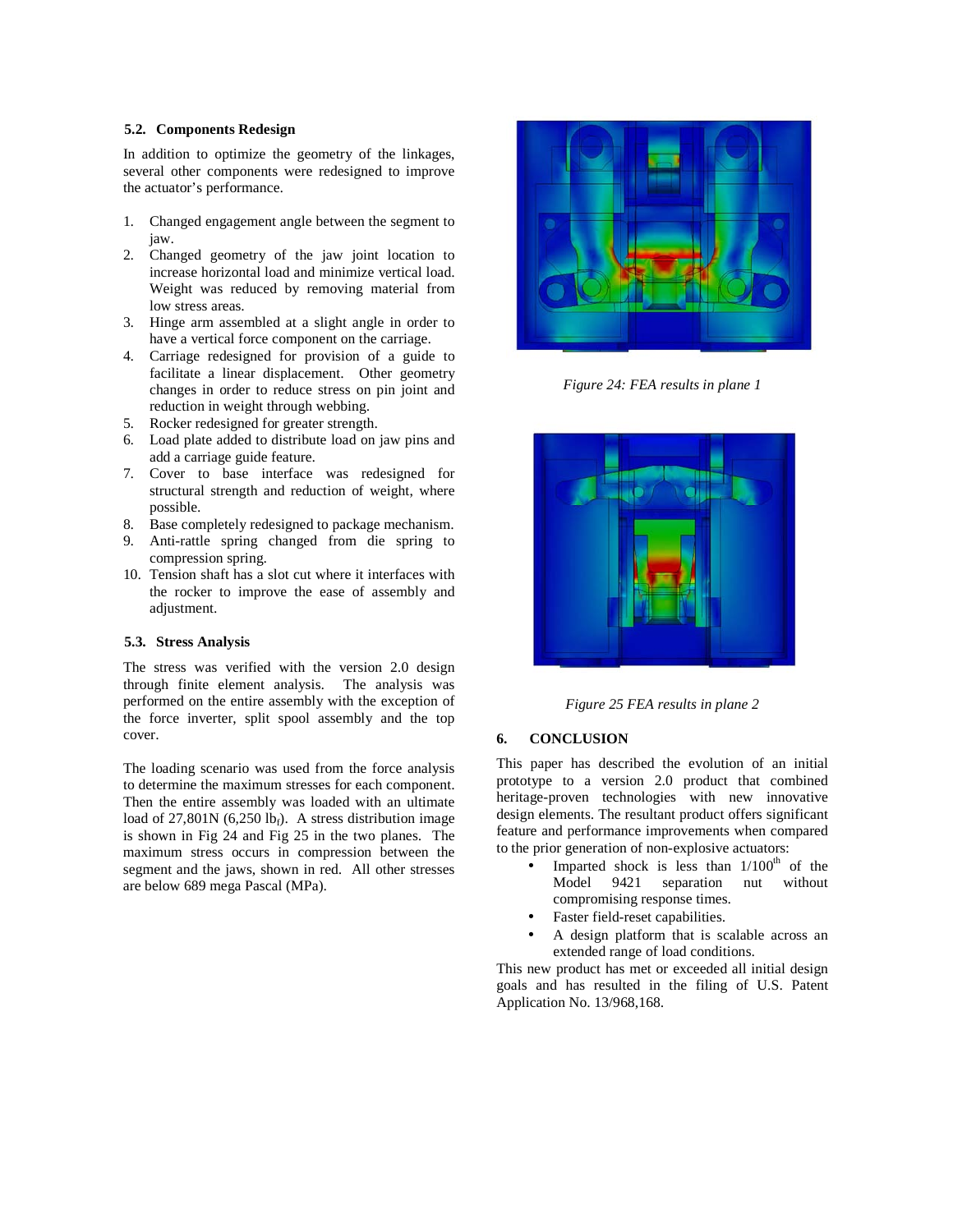### 5.2. Components Redesign

In addition to optimize the geometry of the linkages, several other components were redesigned to improve the actuator's performance.

1. Changed engagement angle between the segment to jaw.
2. Changed geometry of the jaw joint location to increase horizontal load and minimize vertical load. Weight was reduced by removing material from low stress areas.
3. Hinge arm assembled at a slight angle in order to have a vertical force component on the carriage.
4. Carriage redesigned for provision of a guide to facilitate a linear displacement. Other geometry changes in order to reduce stress on pin joint and reduction in weight through webbing.
5. Rocker redesigned for greater strength.
6. Load plate added to distribute load on jaw pins and add a carriage guide feature.
7. Cover to base interface was redesigned for structural strength and reduction of weight, where possible.
8. Base completely redesigned to package mechanism.
9. Anti-rattle spring changed from die spring to compression spring.
10. Tension shaft has a slot cut where it interfaces with the rocker to improve the ease of assembly and adjustment.

### 5.3. Stress Analysis

The stress was verified with the version 2.0 design through finite element analysis. The analysis was performed on the entire assembly with the exception of the force inverter, split spool assembly and the top cover.

The loading scenario was used from the force analysis to determine the maximum stresses for each component. Then the entire assembly was loaded with an ultimate load of 27,801N (6,250 $lb_f$). A stress distribution image is shown in Fig 24 and Fig 25 in the two planes. The maximum stress occurs in compression between the segment and the jaws, shown in red. All other stresses are below 689 mega Pascal (MPa).

*Figure 24: FEA results in plane 1*

*Figure 25 FEA results in plane 2*

## 6. CONCLUSION

This paper has described the evolution of an initial prototype to a version 2.0 product that combined heritage-proven technologies with new innovative design elements. The resultant product offers significant feature and performance improvements when compared to the prior generation of non-explosive actuators:

- Imparted shock is less than $1/100^{th}$ of the Model 9421 separation nut without compromising response times.
- Faster field-reset capabilities.
- A design platform that is scalable across an extended range of load conditions.

This new product has met or exceeded all initial design goals and has resulted in the filing of U.S. Patent Application No. 13/968,168.